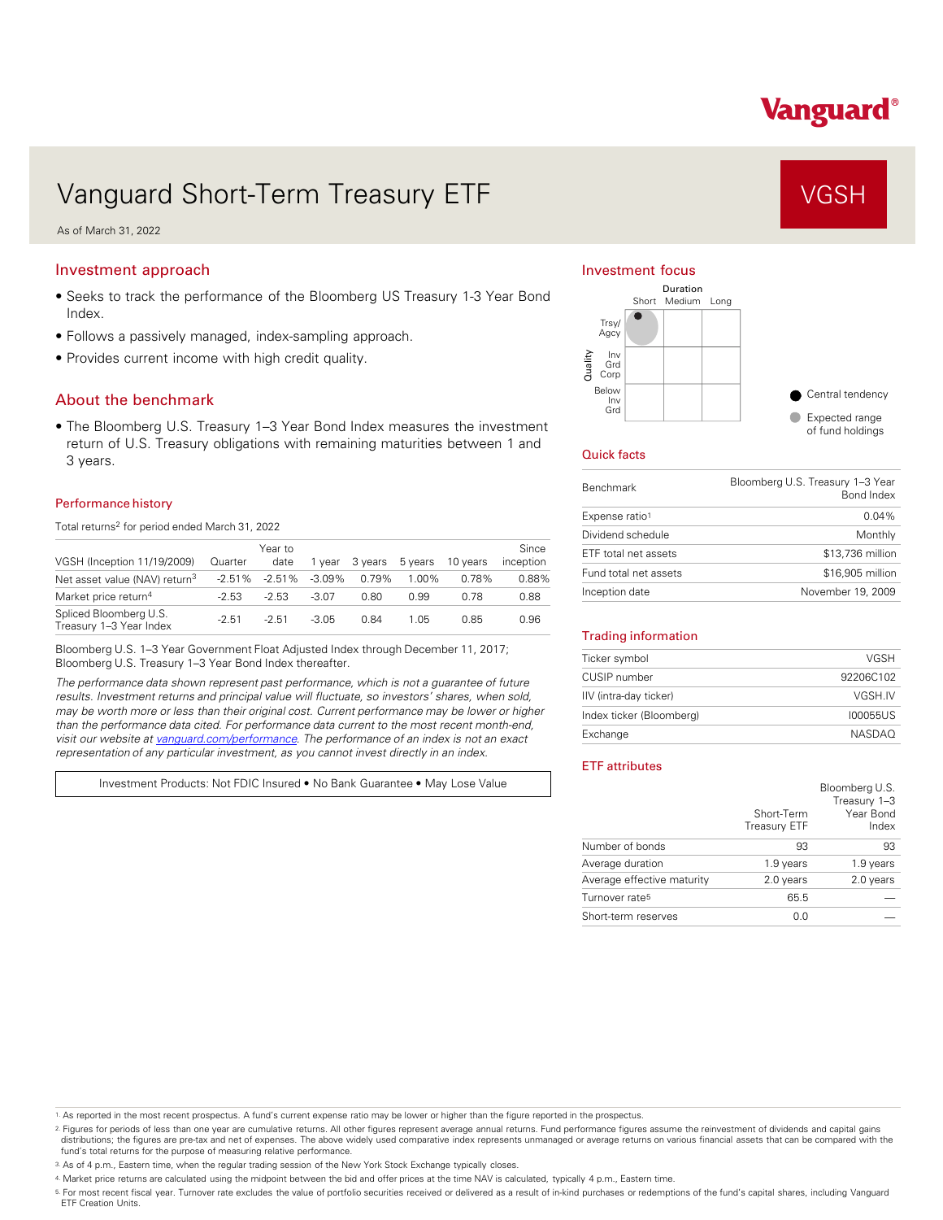# Vanguard Short-Term Treasury ETF

**VGSH**

As of March 31, 2022

## Investment approach

- Seeks to track the performance of the Bloomberg US Treasury 1-3 Year Bond Index.
- Follows a passively managed, index-sampling approach.
- Provides current income with high credit quality.

## About the benchmark

- The Bloomberg U.S. Treasury 1–3 Year Bond Index measures the investment return of U.S. Treasury obligations with remaining maturities between 1 and 3 years.

### Performance history

Total returns[2] for period ended March 31, 2022

| VGSH (Inception 11/19/2009) | Quarter | Year to date | 1 year | 3 years | 5 years | 10 years | Since inception |
|---|---|---|---|---|---|---|---|
| Net asset value (NAV) return[3] | -2.51% | -2.51% | -3.09% | 0.79% | 1.00% | 0.78% | 0.88% |
| Market price return[4] | -2.53 | -2.53 | -3.07 | 0.80 | 0.99 | 0.78 | 0.88 |
| Spliced Bloomberg U.S. Treasury 1–3 Year Index | -2.51 | -2.51 | -3.05 | 0.84 | 1.05 | 0.85 | 0.96 |

Bloomberg U.S. 1–3 Year Government Float Adjusted Index through December 11, 2017; Bloomberg U.S. Treasury 1–3 Year Bond Index thereafter.

*The performance data shown represent past performance, which is not a guarantee of future results. Investment returns and principal value will fluctuate, so investors' shares, when sold, may be worth more or less than their original cost. Current performance may be lower or higher than the performance data cited. For performance data current to the most recent month-end, visit our website at vanguard.com/performance. The performance of an index is not an exact representation of any particular investment, as you cannot invest directly in an index.*

Investment Products: Not FDIC Insured • No Bank Guarantee • May Lose Value

## Investment focus

| Quality \ Duration | Short | Medium | Long |
|---|---|---|---|
| Trsy/Agcy | ● | | |
| Inv Grd Corp | | | |
| Below Inv Grd | | | |

● Central tendency
● Expected range of fund holdings

## Quick facts

| | |
|---|---|
| Benchmark | Bloomberg U.S. Treasury 1–3 Year Bond Index |
| Expense ratio[1] | 0.04% |
| Dividend schedule | Monthly |
| ETF total net assets | $13,736 million |
| Fund total net assets | $16,905 million |
| Inception date | November 19, 2009 |

## Trading information

| | |
|---|---|
| Ticker symbol | VGSH |
| CUSIP number | 92206C102 |
| IIV (intra-day ticker) | VGSH.IV |
| Index ticker (Bloomberg) | I00055US |
| Exchange | NASDAQ |

## ETF attributes

| | Short-Term Treasury ETF | Bloomberg U.S. Treasury 1–3 Year Bond Index |
|---|---|---|
| Number of bonds | 93 | 93 |
| Average duration | 1.9 years | 1.9 years |
| Average effective maturity | 2.0 years | 2.0 years |
| Turnover rate[5] | 65.5 | — |
| Short-term reserves | 0.0 | — |

1. As reported in the most recent prospectus. A fund's current expense ratio may be lower or higher than the figure reported in the prospectus.
2. Figures for periods of less than one year are cumulative returns. All other figures represent average annual returns. Fund performance figures assume the reinvestment of dividends and capital gains distributions; the figures are pre-tax and net of expenses. The above widely used comparative index represents unmanaged or average returns on various financial assets that can be compared with the fund's total returns for the purpose of measuring relative performance.
3. As of 4 p.m., Eastern time, when the regular trading session of the New York Stock Exchange typically closes.
4. Market price returns are calculated using the midpoint between the bid and offer prices at the time NAV is calculated, typically 4 p.m., Eastern time.
5. For most recent fiscal year. Turnover rate excludes the value of portfolio securities received or delivered as a result of in-kind purchases or redemptions of the fund's capital shares, including Vanguard ETF Creation Units.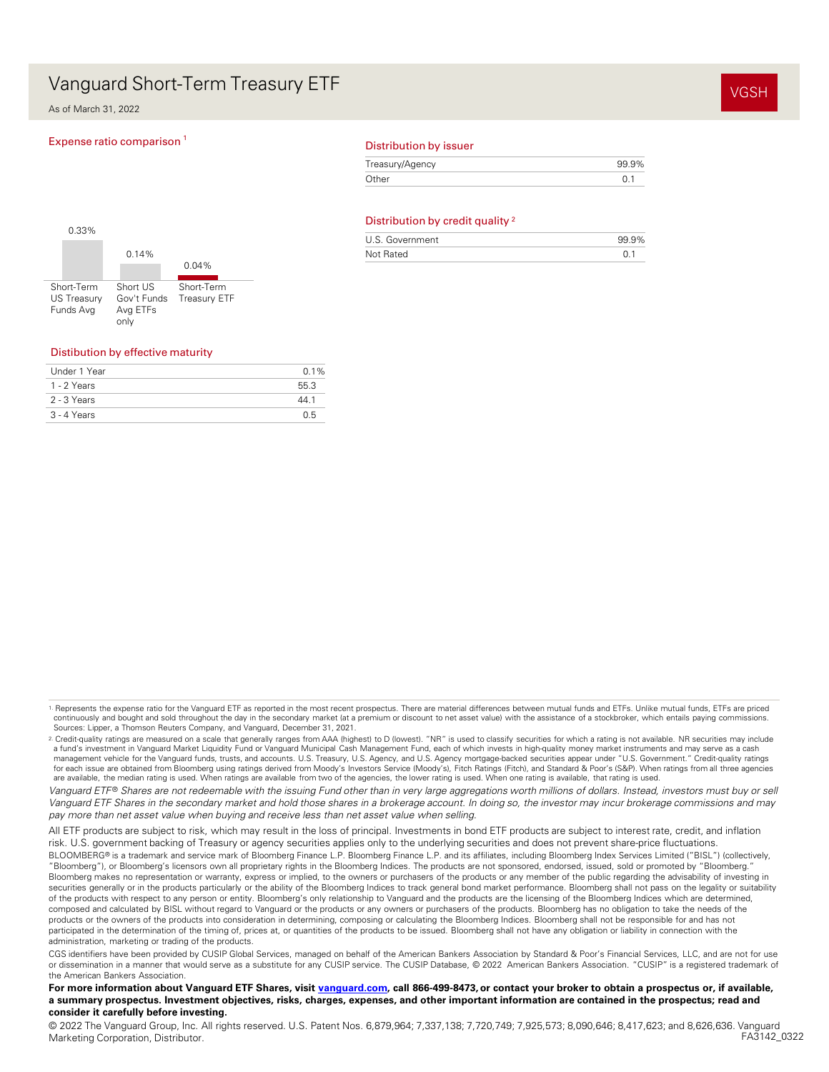# Vanguard Short-Term Treasury ETF

As of March 31, 2022

VGSH

## Expense ratio comparison [1]

0.33%
Short-Term US Treasury Funds Avg

0.14%
Short US Gov't Funds Avg ETFs only

0.04%
Short-Term Treasury ETF

## Distibution by effective maturity

| | |
|---|---|
| Under 1 Year | 0.1% |
| 1 - 2 Years | 55.3 |
| 2 - 3 Years | 44.1 |
| 3 - 4 Years | 0.5 |

## Distribution by issuer

| | |
|---|---|
| Treasury/Agency | 99.9% |
| Other | 0.1 |

## Distribution by credit quality [2]

| | |
|---|---|
| U.S. Government | 99.9% |
| Not Rated | 0.1 |

1. Represents the expense ratio for the Vanguard ETF as reported in the most recent prospectus. There are material differences between mutual funds and ETFs. Unlike mutual funds, ETFs are priced continuously and bought and sold throughout the day in the secondary market (at a premium or discount to net asset value) with the assistance of a stockbroker, which entails paying commissions. Sources: Lipper, a Thomson Reuters Company, and Vanguard, December 31, 2021.

2. Credit-quality ratings are measured on a scale that generally ranges from AAA (highest) to D (lowest). "NR" is used to classify securities for which a rating is not available. NR securities may include a fund's investment in Vanguard Market Liquidity Fund or Vanguard Municipal Cash Management Fund, each of which invests in high-quality money market instruments and may serve as a cash management vehicle for the Vanguard funds, trusts, and accounts. U.S. Treasury, U.S. Agency, and U.S. Agency mortgage-backed securities appear under "U.S. Government." Credit-quality ratings for each issue are obtained from Bloomberg using ratings derived from Moody's Investors Service (Moody's), Fitch Ratings (Fitch), and Standard & Poor's (S&P). When ratings from all three agencies are available, the median rating is used. When ratings are available from two of the agencies, the lower rating is used. When one rating is available, that rating is used.

*Vanguard ETF® Shares are not redeemable with the issuing Fund other than in very large aggregations worth millions of dollars. Instead, investors must buy or sell Vanguard ETF Shares in the secondary market and hold those shares in a brokerage account. In doing so, the investor may incur brokerage commissions and may pay more than net asset value when buying and receive less than net asset value when selling.*

All ETF products are subject to risk, which may result in the loss of principal. Investments in bond ETF products are subject to interest rate, credit, and inflation risk. U.S. government backing of Treasury or agency securities applies only to the underlying securities and does not prevent share-price fluctuations.

BLOOMBERG® is a trademark and service mark of Bloomberg Finance L.P. Bloomberg Finance L.P. and its affiliates, including Bloomberg Index Services Limited ("BISL") (collectively, "Bloomberg"), or Bloomberg's licensors own all proprietary rights in the Bloomberg Indices. The products are not sponsored, endorsed, issued, sold or promoted by "Bloomberg." Bloomberg makes no representation or warranty, express or implied, to the owners or purchasers of the products or any member of the public regarding the advisability of investing in securities generally or in the products particularly or the ability of the Bloomberg Indices to track general bond market performance. Bloomberg shall not pass on the legality or suitability of the products with respect to any person or entity. Bloomberg's only relationship to Vanguard and the products are the licensing of the Bloomberg Indices which are determined, composed and calculated by BISL without regard to Vanguard or the products or any owners or purchasers of the products. Bloomberg has no obligation to take the needs of the products or the owners of the products into consideration in determining, composing or calculating the Bloomberg Indices. Bloomberg shall not be responsible for and has not participated in the determination of the timing of, prices at, or quantities of the products to be issued. Bloomberg shall not have any obligation or liability in connection with the administration, marketing or trading of the products.

CGS identifiers have been provided by CUSIP Global Services, managed on behalf of the American Bankers Association by Standard & Poor's Financial Services, LLC, and are not for use or dissemination in a manner that would serve as a substitute for any CUSIP service. The CUSIP Database, © 2022 American Bankers Association. "CUSIP" is a registered trademark of the American Bankers Association.

**For more information about Vanguard ETF Shares, visit vanguard.com, call 866-499-8473, or contact your broker to obtain a prospectus or, if available, a summary prospectus. Investment objectives, risks, charges, expenses, and other important information are contained in the prospectus; read and consider it carefully before investing.**

© 2022 The Vanguard Group, Inc. All rights reserved. U.S. Patent Nos. 6,879,964; 7,337,138; 7,720,749; 7,925,573; 8,090,646; 8,417,623; and 8,626,636. Vanguard Marketing Corporation, Distributor.

FA3142_0322